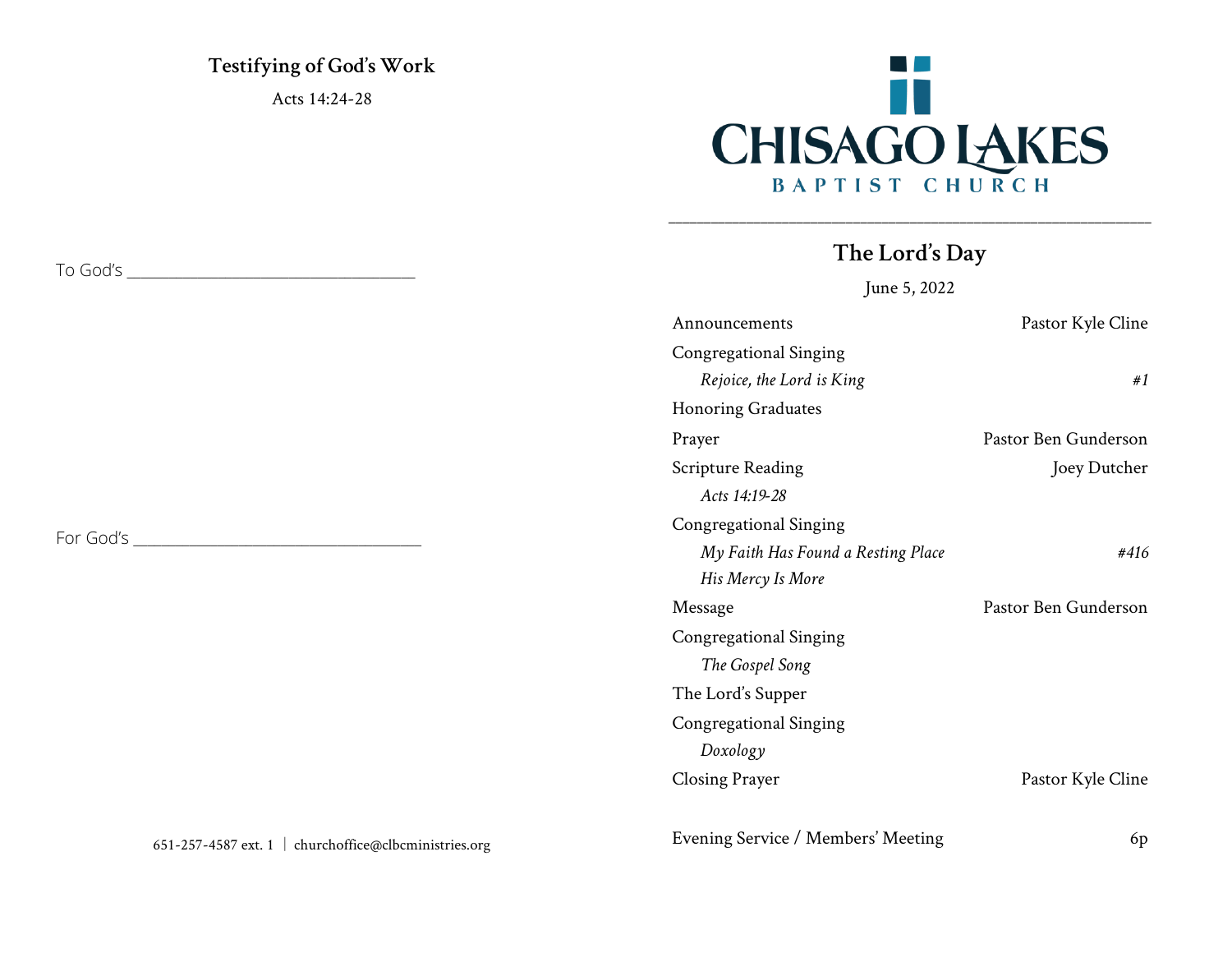## Testifying of God's Work

Acts 14:24-28

To God's ___________________________________

For God's ___________________________________

651-257-4587 ext. 1 | churchoffice@clbcministries.org

# CHISAGO LAKES
BAPTIST CHURCH

---

## The Lord's Day

June 5, 2022

| | |
|---|---|
| Announcements | Pastor Kyle Cline |
| Congregational Singing | |
| *Rejoice, the Lord is King* | *#1* |
| Honoring Graduates | |
| Prayer | Pastor Ben Gunderson |
| Scripture Reading | Joey Dutcher |
| *Acts 14:19-28* | |
| Congregational Singing | |
| *My Faith Has Found a Resting Place* | *#416* |
| *His Mercy Is More* | |
| Message | Pastor Ben Gunderson |
| Congregational Singing | |
| *The Gospel Song* | |
| The Lord's Supper | |
| Congregational Singing | |
| *Doxology* | |
| Closing Prayer | Pastor Kyle Cline |

Evening Service / Members' Meeting 6p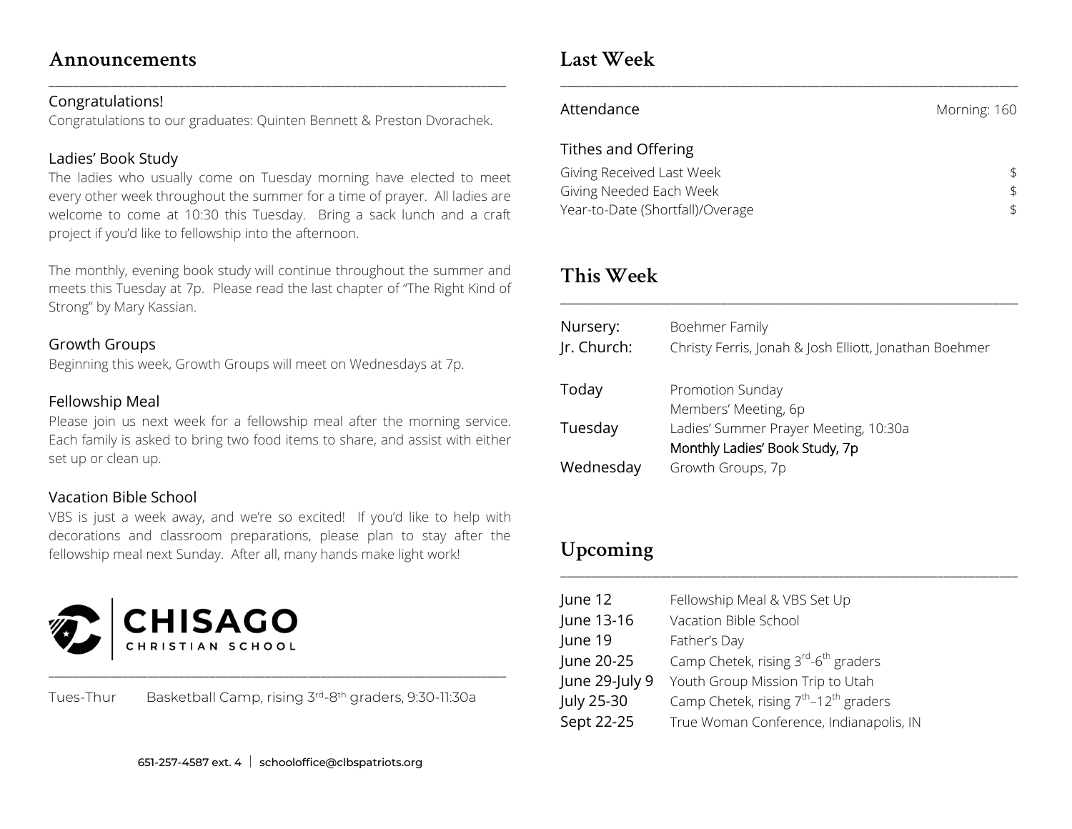## Announcements

### Congratulations!

Congratulations to our graduates: Quinten Bennett & Preston Dvorachek.

### Ladies' Book Study

The ladies who usually come on Tuesday morning have elected to meet every other week throughout the summer for a time of prayer. All ladies are welcome to come at 10:30 this Tuesday. Bring a sack lunch and a craft project if you'd like to fellowship into the afternoon.

The monthly, evening book study will continue throughout the summer and meets this Tuesday at 7p. Please read the last chapter of "The Right Kind of Strong" by Mary Kassian.

### Growth Groups

Beginning this week, Growth Groups will meet on Wednesdays at 7p.

### Fellowship Meal

Please join us next week for a fellowship meal after the morning service. Each family is asked to bring two food items to share, and assist with either set up or clean up.

### Vacation Bible School

VBS is just a week away, and we're so excited! If you'd like to help with decorations and classroom preparations, please plan to stay after the fellowship meal next Sunday. After all, many hands make light work!

**CHISAGO**
CHRISTIAN SCHOOL

Tues-Thur Basketball Camp, rising 3rd-8th graders, 9:30-11:30a

651-257-4587 ext. 4 | schooloffice@clbspatriots.org

## Last Week

| | |
|---|---|
| Attendance | Morning: 160 |

### Tithes and Offering

| | |
|---|---|
| Giving Received Last Week | $ |
| Giving Needed Each Week | $ |
| Year-to-Date (Shortfall)/Overage | $ |

## This Week

| | |
|---|---|
| Nursery: | Boehmer Family |
| Jr. Church: | Christy Ferris, Jonah & Josh Elliott, Jonathan Boehmer |

| | |
|---|---|
| Today | Promotion Sunday |
| | Members' Meeting, 6p |
| Tuesday | Ladies' Summer Prayer Meeting, 10:30a |
| | Monthly Ladies' Book Study, 7p |
| Wednesday | Growth Groups, 7p |

## Upcoming

| | |
|---|---|
| June 12 | Fellowship Meal & VBS Set Up |
| June 13-16 | Vacation Bible School |
| June 19 | Father's Day |
| June 20-25 | Camp Chetek, rising 3rd-6th graders |
| June 29-July 9 | Youth Group Mission Trip to Utah |
| July 25-30 | Camp Chetek, rising 7th–12th graders |
| Sept 22-25 | True Woman Conference, Indianapolis, IN |